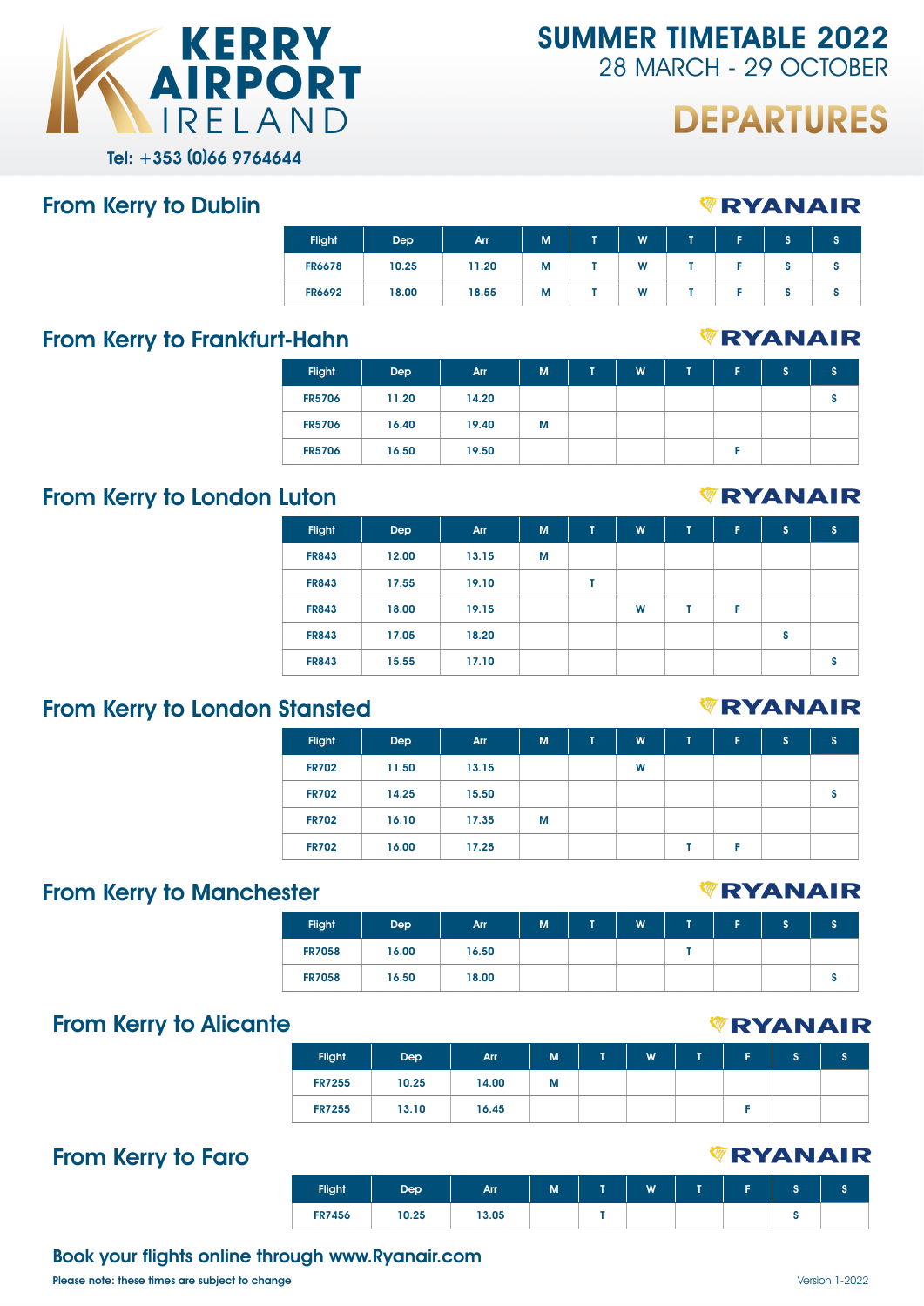# KERRY AIRPORT IRELAND

Tel: +353 (0)66 9764644

# SUMMER TIMETABLE 2022

28 MARCH - 29 OCTOBER

# DEPARTURES

## From Kerry to Dublin

RYANAIR

| Flight | Dep | Arr | M | T | W | T | F | S | S |
|---|---|---|---|---|---|---|---|---|---|
| FR6678 | 10.25 | 11.20 | M | T | W | T | F | S | S |
| FR6692 | 18.00 | 18.55 | M | T | W | T | F | S | S |

## From Kerry to Frankfurt-Hahn

RYANAIR

| Flight | Dep | Arr | M | T | W | T | F | S | S |
|---|---|---|---|---|---|---|---|---|---|
| FR5706 | 11.20 | 14.20 | | | | | | | S |
| FR5706 | 16.40 | 19.40 | M | | | | | | |
| FR5706 | 16.50 | 19.50 | | | | | F | | |

## From Kerry to London Luton

RYANAIR

| Flight | Dep | Arr | M | T | W | T | F | S | S |
|---|---|---|---|---|---|---|---|---|---|
| FR843 | 12.00 | 13.15 | M | | | | | | |
| FR843 | 17.55 | 19.10 | | T | | | | | |
| FR843 | 18.00 | 19.15 | | | W | T | F | | |
| FR843 | 17.05 | 18.20 | | | | | | S | |
| FR843 | 15.55 | 17.10 | | | | | | | S |

## From Kerry to London Stansted

RYANAIR

| Flight | Dep | Arr | M | T | W | T | F | S | S |
|---|---|---|---|---|---|---|---|---|---|
| FR702 | 11.50 | 13.15 | | | W | | | | |
| FR702 | 14.25 | 15.50 | | | | | | | S |
| FR702 | 16.10 | 17.35 | M | | | | | | |
| FR702 | 16.00 | 17.25 | | | | T | F | | |

## From Kerry to Manchester

RYANAIR

| Flight | Dep | Arr | M | T | W | T | F | S | S |
|---|---|---|---|---|---|---|---|---|---|
| FR7058 | 16.00 | 16.50 | | | | T | | | |
| FR7058 | 16.50 | 18.00 | | | | | | | S |

## From Kerry to Alicante

RYANAIR

| Flight | Dep | Arr | M | T | W | T | F | S | S |
|---|---|---|---|---|---|---|---|---|---|
| FR7255 | 10.25 | 14.00 | M | | | | | | |
| FR7255 | 13.10 | 16.45 | | | | | F | | |

## From Kerry to Faro

RYANAIR

| Flight | Dep | Arr | M | T | W | T | F | S | S |
|---|---|---|---|---|---|---|---|---|---|
| FR7456 | 10.25 | 13.05 | | T | | | | S | |

**Book your flights online through www.Ryanair.com**

Please note: these times are subject to change

Version 1-2022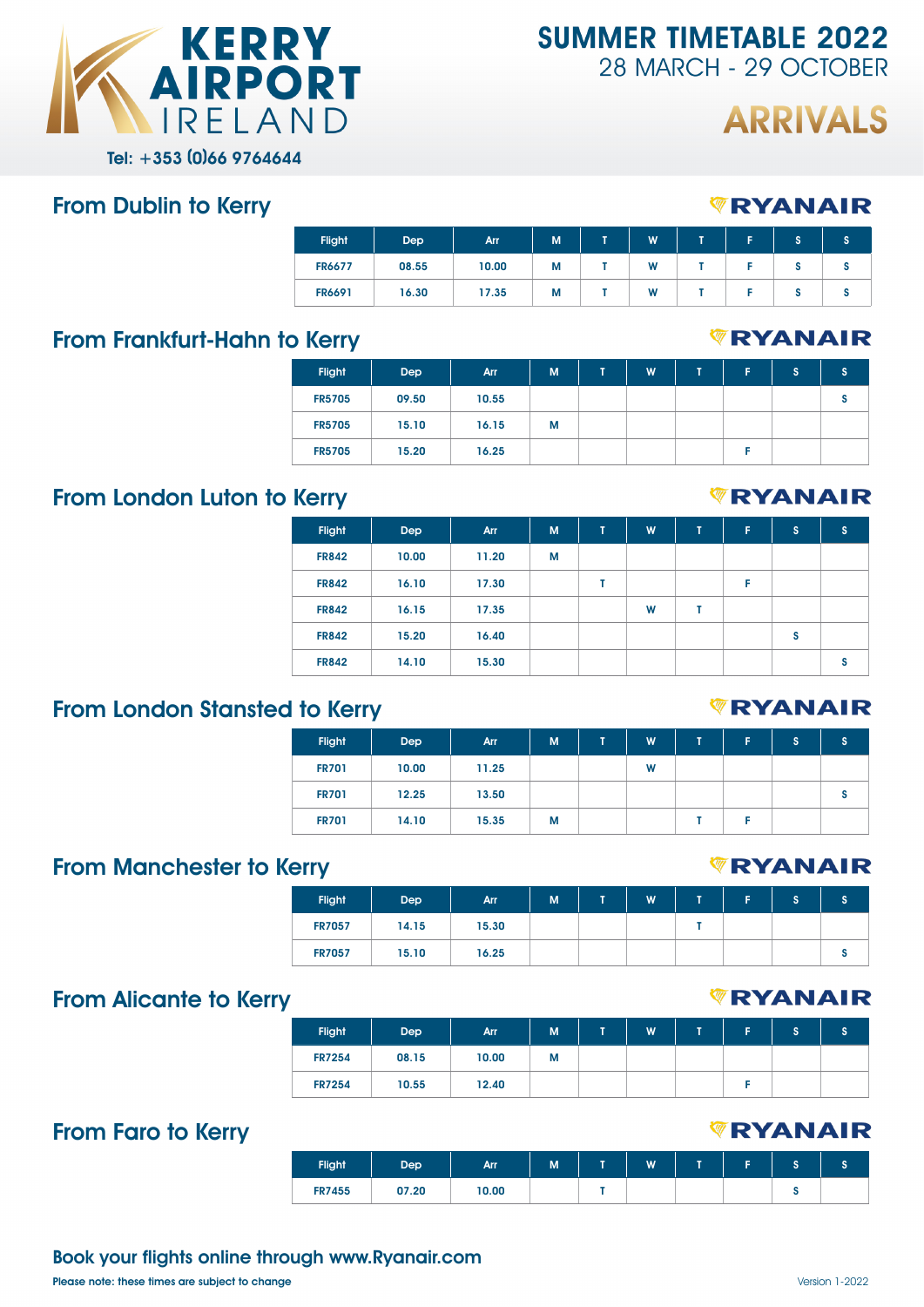# KERRY AIRPORT IRELAND

Tel: +353 (0)66 9764644

# SUMMER TIMETABLE 2022

28 MARCH - 29 OCTOBER

# ARRIVALS

## From Dublin to Kerry

RYANAIR

| Flight | Dep | Arr | M | T | W | T | F | S | S |
|---|---|---|---|---|---|---|---|---|---|
| FR6677 | 08.55 | 10.00 | M | T | W | T | F | S | S |
| FR6691 | 16.30 | 17.35 | M | T | W | T | F | S | S |

## From Frankfurt-Hahn to Kerry

RYANAIR

| Flight | Dep | Arr | M | T | W | T | F | S | S |
|---|---|---|---|---|---|---|---|---|---|
| FR5705 | 09.50 | 10.55 | | | | | | | S |
| FR5705 | 15.10 | 16.15 | M | | | | | | |
| FR5705 | 15.20 | 16.25 | | | | | F | | |

## From London Luton to Kerry

RYANAIR

| Flight | Dep | Arr | M | T | W | T | F | S | S |
|---|---|---|---|---|---|---|---|---|---|
| FR842 | 10.00 | 11.20 | M | | | | | | |
| FR842 | 16.10 | 17.30 | | T | | | F | | |
| FR842 | 16.15 | 17.35 | | | W | T | | | |
| FR842 | 15.20 | 16.40 | | | | | | S | |
| FR842 | 14.10 | 15.30 | | | | | | | S |

## From London Stansted to Kerry

RYANAIR

| Flight | Dep | Arr | M | T | W | T | F | S | S |
|---|---|---|---|---|---|---|---|---|---|
| FR701 | 10.00 | 11.25 | | | W | | | | |
| FR701 | 12.25 | 13.50 | | | | | | | S |
| FR701 | 14.10 | 15.35 | M | | | T | F | | |

## From Manchester to Kerry

RYANAIR

| Flight | Dep | Arr | M | T | W | T | F | S | S |
|---|---|---|---|---|---|---|---|---|---|
| FR7057 | 14.15 | 15.30 | | | | T | | | |
| FR7057 | 15.10 | 16.25 | | | | | | | S |

## From Alicante to Kerry

RYANAIR

| Flight | Dep | Arr | M | T | W | T | F | S | S |
|---|---|---|---|---|---|---|---|---|---|
| FR7254 | 08.15 | 10.00 | M | | | | | | |
| FR7254 | 10.55 | 12.40 | | | | | F | | |

## From Faro to Kerry

RYANAIR

| Flight | Dep | Arr | M | T | W | T | F | S | S |
|---|---|---|---|---|---|---|---|---|---|
| FR7455 | 07.20 | 10.00 | | T | | | | S | |

**Book your flights online through www.Ryanair.com**

Please note: these times are subject to change

Version 1-2022